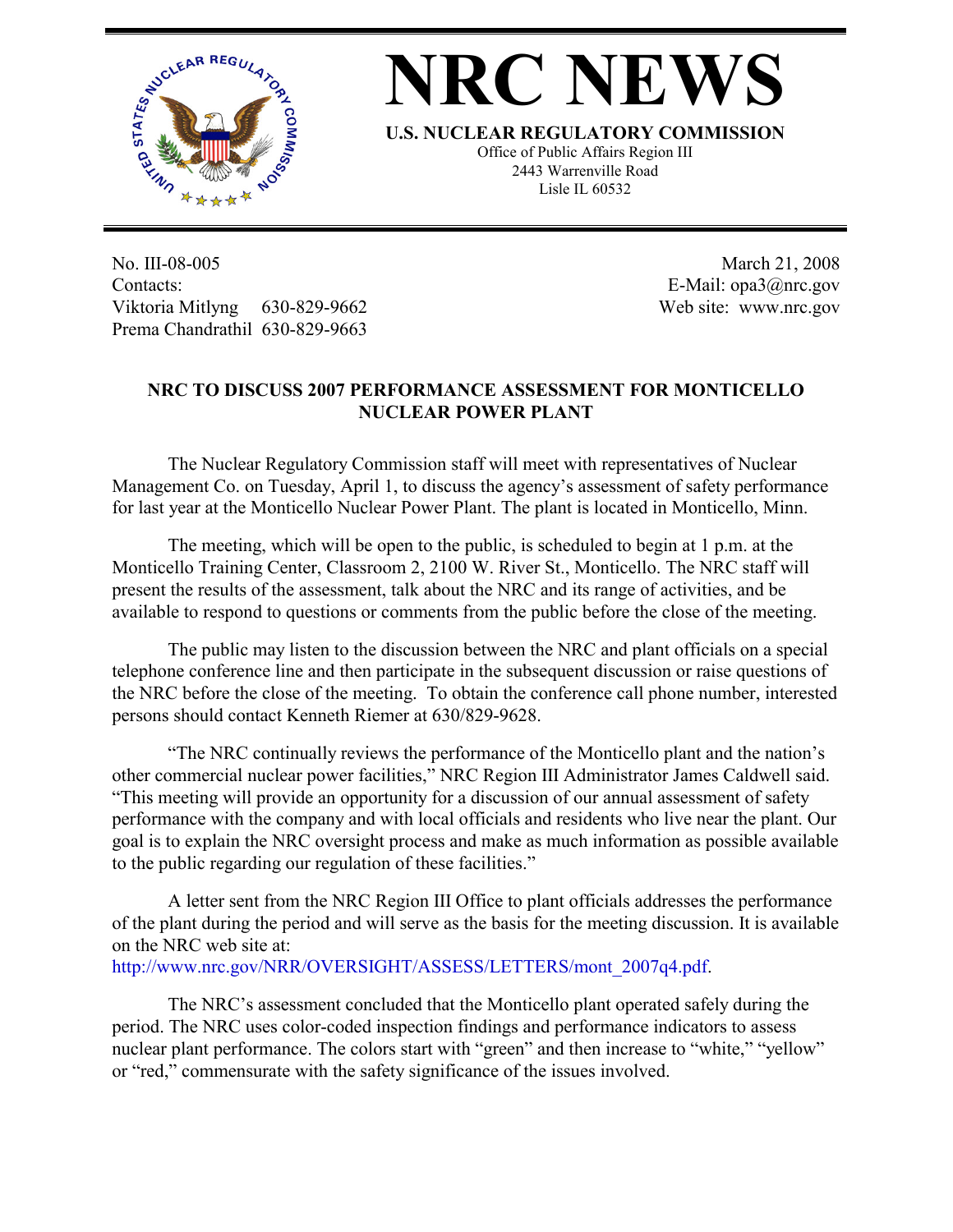# NRC NEWS

**U.S. NUCLEAR REGULATORY COMMISSION**

Office of Public Affairs Region III
2443 Warrenville Road
Lisle IL 60532

No. III-08-005
Contacts:
Viktoria Mitlyng 630-829-9662
Prema Chandrathil 630-829-9663

March 21, 2008
E-Mail: opa3@nrc.gov
Web site: www.nrc.gov

**NRC TO DISCUSS 2007 PERFORMANCE ASSESSMENT FOR MONTICELLO NUCLEAR POWER PLANT**

The Nuclear Regulatory Commission staff will meet with representatives of Nuclear Management Co. on Tuesday, April 1, to discuss the agency's assessment of safety performance for last year at the Monticello Nuclear Power Plant. The plant is located in Monticello, Minn.

The meeting, which will be open to the public, is scheduled to begin at 1 p.m. at the Monticello Training Center, Classroom 2, 2100 W. River St., Monticello. The NRC staff will present the results of the assessment, talk about the NRC and its range of activities, and be available to respond to questions or comments from the public before the close of the meeting.

The public may listen to the discussion between the NRC and plant officials on a special telephone conference line and then participate in the subsequent discussion or raise questions of the NRC before the close of the meeting. To obtain the conference call phone number, interested persons should contact Kenneth Riemer at 630/829-9628.

"The NRC continually reviews the performance of the Monticello plant and the nation's other commercial nuclear power facilities," NRC Region III Administrator James Caldwell said. "This meeting will provide an opportunity for a discussion of our annual assessment of safety performance with the company and with local officials and residents who live near the plant. Our goal is to explain the NRC oversight process and make as much information as possible available to the public regarding our regulation of these facilities."

A letter sent from the NRC Region III Office to plant officials addresses the performance of the plant during the period and will serve as the basis for the meeting discussion. It is available on the NRC web site at:
http://www.nrc.gov/NRR/OVERSIGHT/ASSESS/LETTERS/mont_2007q4.pdf.

The NRC's assessment concluded that the Monticello plant operated safely during the period. The NRC uses color-coded inspection findings and performance indicators to assess nuclear plant performance. The colors start with "green" and then increase to "white," "yellow" or "red," commensurate with the safety significance of the issues involved.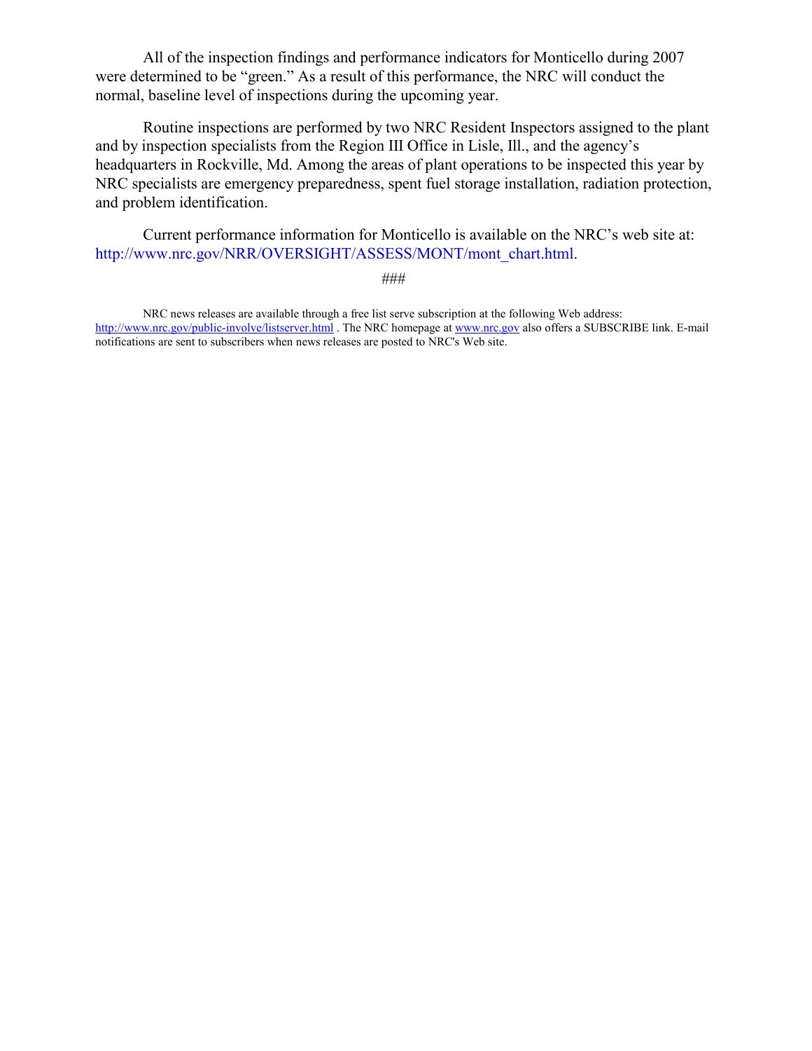All of the inspection findings and performance indicators for Monticello during 2007 were determined to be “green.” As a result of this performance, the NRC will conduct the normal, baseline level of inspections during the upcoming year.

Routine inspections are performed by two NRC Resident Inspectors assigned to the plant and by inspection specialists from the Region III Office in Lisle, Ill., and the agency’s headquarters in Rockville, Md. Among the areas of plant operations to be inspected this year by NRC specialists are emergency preparedness, spent fuel storage installation, radiation protection, and problem identification.

Current performance information for Monticello is available on the NRC’s web site at: http://www.nrc.gov/NRR/OVERSIGHT/ASSESS/MONT/mont_chart.html.

###

NRC news releases are available through a free list serve subscription at the following Web address: http://www.nrc.gov/public-involve/listserver.html . The NRC homepage at www.nrc.gov also offers a SUBSCRIBE link. E-mail notifications are sent to subscribers when news releases are posted to NRC's Web site.